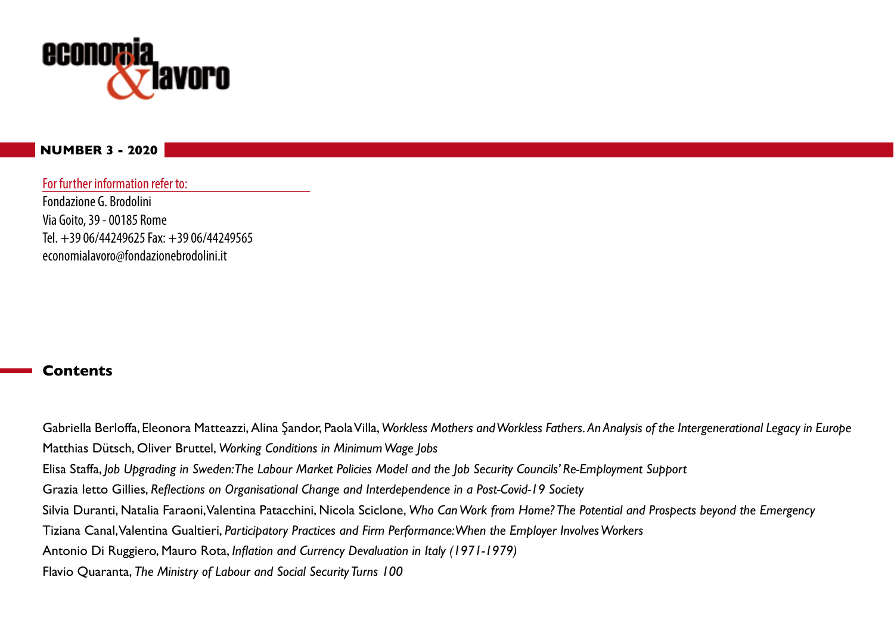economia & lavoro

## NUMBER 3 - 2020

For further information refer to:

Fondazione G. Brodolini
Via Goito, 39 - 00185 Rome
Tel. +39 06/44249625 Fax: +39 06/44249565
economialavoro@fondazionebrodolini.it

## Contents

Gabriella Berloffa, Eleonora Matteazzi, Alina Şandor, Paola Villa, *Workless Mothers and Workless Fathers. An Analysis of the Intergenerational Legacy in Europe*

Matthias Dütsch, Oliver Bruttel, *Working Conditions in Minimum Wage Jobs*

Elisa Staffa, *Job Upgrading in Sweden: The Labour Market Policies Model and the Job Security Councils' Re-Employment Support*

Grazia Ietto Gillies, *Reflections on Organisational Change and Interdependence in a Post-Covid-19 Society*

Silvia Duranti, Natalia Faraoni, Valentina Patacchini, Nicola Sciclone, *Who Can Work from Home? The Potential and Prospects beyond the Emergency*

Tiziana Canal, Valentina Gualtieri, *Participatory Practices and Firm Performance: When the Employer Involves Workers*

Antonio Di Ruggiero, Mauro Rota, *Inflation and Currency Devaluation in Italy (1971-1979)*

Flavio Quaranta, *The Ministry of Labour and Social Security Turns 100*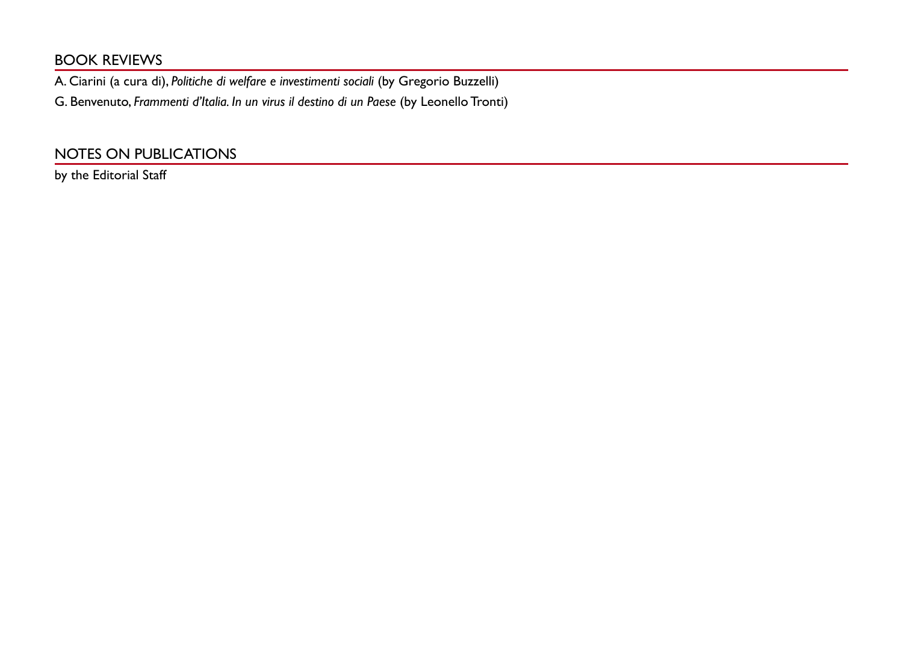## BOOK REVIEWS

A. Ciarini (a cura di), *Politiche di welfare e investimenti sociali* (by Gregorio Buzzelli)

G. Benvenuto, *Frammenti d'Italia. In un virus il destino di un Paese* (by Leonello Tronti)

## NOTES ON PUBLICATIONS

by the Editorial Staff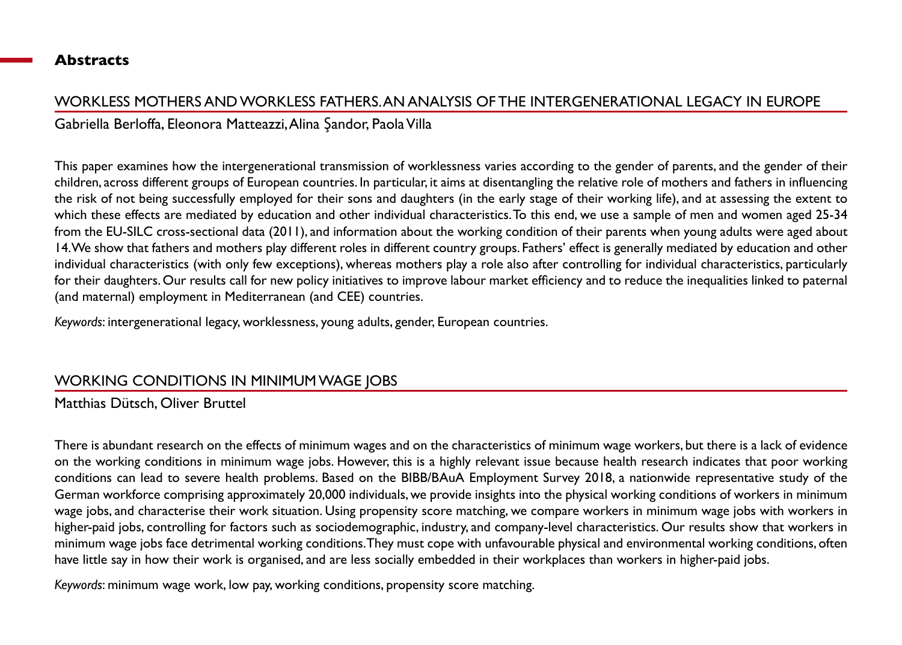## Abstracts

### WORKLESS MOTHERS AND WORKLESS FATHERS. AN ANALYSIS OF THE INTERGENERATIONAL LEGACY IN EUROPE

Gabriella Berloffa, Eleonora Matteazzi, Alina Şandor, Paola Villa

This paper examines how the intergenerational transmission of worklessness varies according to the gender of parents, and the gender of their children, across different groups of European countries. In particular, it aims at disentangling the relative role of mothers and fathers in influencing the risk of not being successfully employed for their sons and daughters (in the early stage of their working life), and at assessing the extent to which these effects are mediated by education and other individual characteristics. To this end, we use a sample of men and women aged 25-34 from the EU-SILC cross-sectional data (2011), and information about the working condition of their parents when young adults were aged about 14. We show that fathers and mothers play different roles in different country groups. Fathers' effect is generally mediated by education and other individual characteristics (with only few exceptions), whereas mothers play a role also after controlling for individual characteristics, particularly for their daughters. Our results call for new policy initiatives to improve labour market efficiency and to reduce the inequalities linked to paternal (and maternal) employment in Mediterranean (and CEE) countries.

*Keywords*: intergenerational legacy, worklessness, young adults, gender, European countries.

### WORKING CONDITIONS IN MINIMUM WAGE JOBS

Matthias Dütsch, Oliver Bruttel

There is abundant research on the effects of minimum wages and on the characteristics of minimum wage workers, but there is a lack of evidence on the working conditions in minimum wage jobs. However, this is a highly relevant issue because health research indicates that poor working conditions can lead to severe health problems. Based on the BIBB/BAuA Employment Survey 2018, a nationwide representative study of the German workforce comprising approximately 20,000 individuals, we provide insights into the physical working conditions of workers in minimum wage jobs, and characterise their work situation. Using propensity score matching, we compare workers in minimum wage jobs with workers in higher-paid jobs, controlling for factors such as sociodemographic, industry, and company-level characteristics. Our results show that workers in minimum wage jobs face detrimental working conditions. They must cope with unfavourable physical and environmental working conditions, often have little say in how their work is organised, and are less socially embedded in their workplaces than workers in higher-paid jobs.

*Keywords*: minimum wage work, low pay, working conditions, propensity score matching.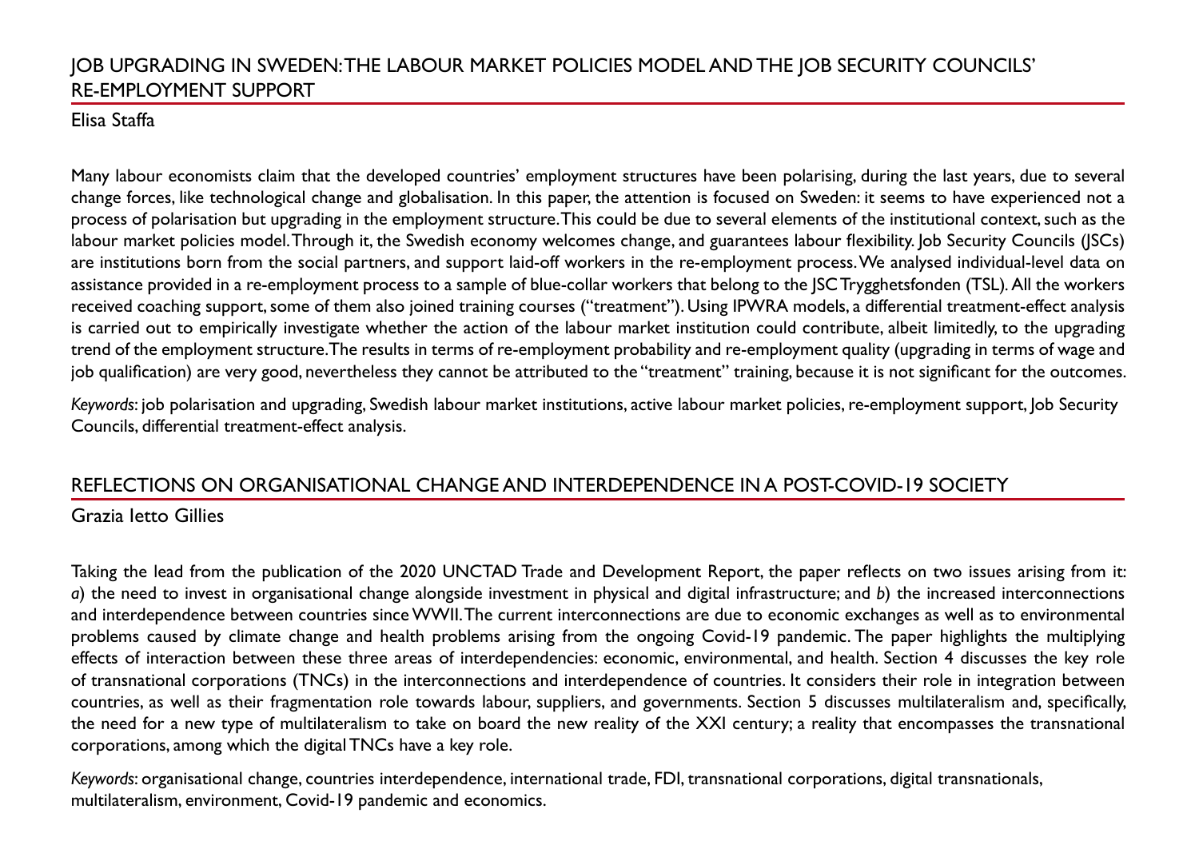## JOB UPGRADING IN SWEDEN: THE LABOUR MARKET POLICIES MODEL AND THE JOB SECURITY COUNCILS' RE-EMPLOYMENT SUPPORT

Elisa Staffa

Many labour economists claim that the developed countries' employment structures have been polarising, during the last years, due to several change forces, like technological change and globalisation. In this paper, the attention is focused on Sweden: it seems to have experienced not a process of polarisation but upgrading in the employment structure. This could be due to several elements of the institutional context, such as the labour market policies model. Through it, the Swedish economy welcomes change, and guarantees labour flexibility. Job Security Councils (JSCs) are institutions born from the social partners, and support laid-off workers in the re-employment process. We analysed individual-level data on assistance provided in a re-employment process to a sample of blue-collar workers that belong to the JSC Trygghetsfonden (TSL). All the workers received coaching support, some of them also joined training courses ("treatment"). Using IPWRA models, a differential treatment-effect analysis is carried out to empirically investigate whether the action of the labour market institution could contribute, albeit limitedly, to the upgrading trend of the employment structure. The results in terms of re-employment probability and re-employment quality (upgrading in terms of wage and job qualification) are very good, nevertheless they cannot be attributed to the "treatment" training, because it is not significant for the outcomes.

*Keywords*: job polarisation and upgrading, Swedish labour market institutions, active labour market policies, re-employment support, Job Security Councils, differential treatment-effect analysis.

## REFLECTIONS ON ORGANISATIONAL CHANGE AND INTERDEPENDENCE IN A POST-COVID-19 SOCIETY

Grazia Ietto Gillies

Taking the lead from the publication of the 2020 UNCTAD Trade and Development Report, the paper reflects on two issues arising from it: *a*) the need to invest in organisational change alongside investment in physical and digital infrastructure; and *b*) the increased interconnections and interdependence between countries since WWII. The current interconnections are due to economic exchanges as well as to environmental problems caused by climate change and health problems arising from the ongoing Covid-19 pandemic. The paper highlights the multiplying effects of interaction between these three areas of interdependencies: economic, environmental, and health. Section 4 discusses the key role of transnational corporations (TNCs) in the interconnections and interdependence of countries. It considers their role in integration between countries, as well as their fragmentation role towards labour, suppliers, and governments. Section 5 discusses multilateralism and, specifically, the need for a new type of multilateralism to take on board the new reality of the XXI century; a reality that encompasses the transnational corporations, among which the digital TNCs have a key role.

*Keywords*: organisational change, countries interdependence, international trade, FDI, transnational corporations, digital transnationals, multilateralism, environment, Covid-19 pandemic and economics.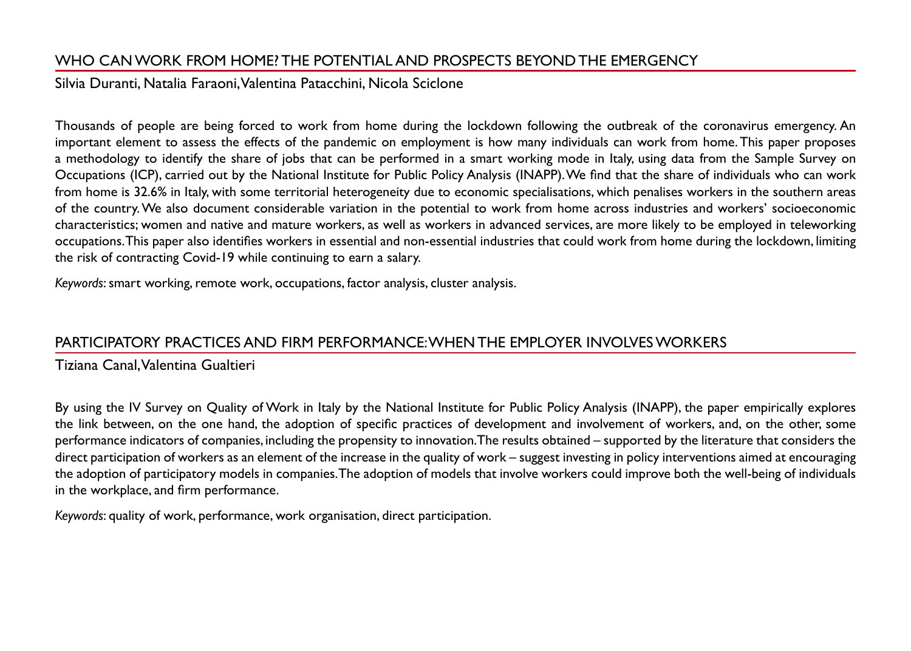## WHO CAN WORK FROM HOME? THE POTENTIAL AND PROSPECTS BEYOND THE EMERGENCY

Silvia Duranti, Natalia Faraoni, Valentina Patacchini, Nicola Sciclone

Thousands of people are being forced to work from home during the lockdown following the outbreak of the coronavirus emergency. An important element to assess the effects of the pandemic on employment is how many individuals can work from home. This paper proposes a methodology to identify the share of jobs that can be performed in a smart working mode in Italy, using data from the Sample Survey on Occupations (ICP), carried out by the National Institute for Public Policy Analysis (INAPP). We find that the share of individuals who can work from home is 32.6% in Italy, with some territorial heterogeneity due to economic specialisations, which penalises workers in the southern areas of the country. We also document considerable variation in the potential to work from home across industries and workers' socioeconomic characteristics; women and native and mature workers, as well as workers in advanced services, are more likely to be employed in teleworking occupations. This paper also identifies workers in essential and non-essential industries that could work from home during the lockdown, limiting the risk of contracting Covid-19 while continuing to earn a salary.

*Keywords*: smart working, remote work, occupations, factor analysis, cluster analysis.

## PARTICIPATORY PRACTICES AND FIRM PERFORMANCE: WHEN THE EMPLOYER INVOLVES WORKERS

Tiziana Canal, Valentina Gualtieri

By using the IV Survey on Quality of Work in Italy by the National Institute for Public Policy Analysis (INAPP), the paper empirically explores the link between, on the one hand, the adoption of specific practices of development and involvement of workers, and, on the other, some performance indicators of companies, including the propensity to innovation. The results obtained – supported by the literature that considers the direct participation of workers as an element of the increase in the quality of work – suggest investing in policy interventions aimed at encouraging the adoption of participatory models in companies. The adoption of models that involve workers could improve both the well-being of individuals in the workplace, and firm performance.

*Keywords*: quality of work, performance, work organisation, direct participation.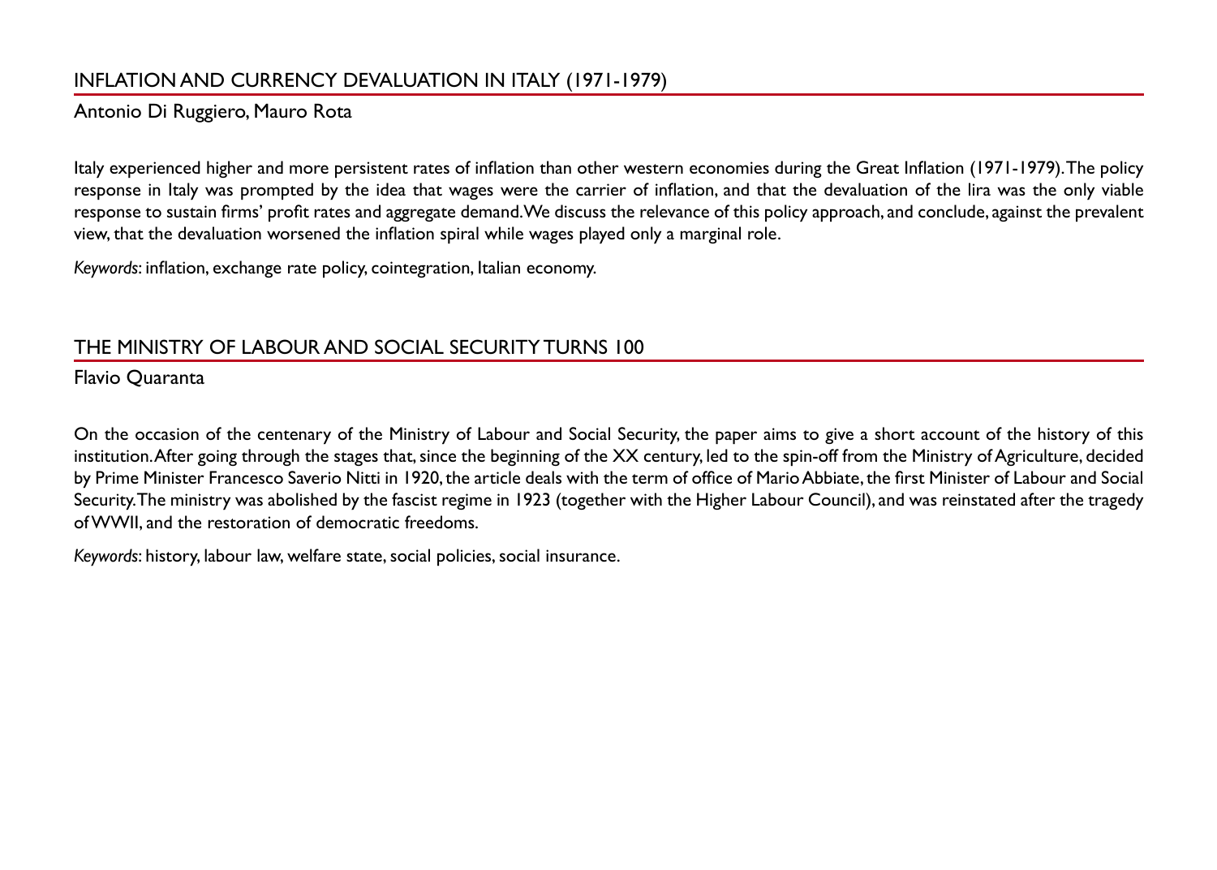## INFLATION AND CURRENCY DEVALUATION IN ITALY (1971-1979)

Antonio Di Ruggiero, Mauro Rota

Italy experienced higher and more persistent rates of inflation than other western economies during the Great Inflation (1971-1979). The policy response in Italy was prompted by the idea that wages were the carrier of inflation, and that the devaluation of the lira was the only viable response to sustain firms' profit rates and aggregate demand. We discuss the relevance of this policy approach, and conclude, against the prevalent view, that the devaluation worsened the inflation spiral while wages played only a marginal role.

*Keywords*: inflation, exchange rate policy, cointegration, Italian economy.

## THE MINISTRY OF LABOUR AND SOCIAL SECURITY TURNS 100

Flavio Quaranta

On the occasion of the centenary of the Ministry of Labour and Social Security, the paper aims to give a short account of the history of this institution. After going through the stages that, since the beginning of the XX century, led to the spin-off from the Ministry of Agriculture, decided by Prime Minister Francesco Saverio Nitti in 1920, the article deals with the term of office of Mario Abbiate, the first Minister of Labour and Social Security. The ministry was abolished by the fascist regime in 1923 (together with the Higher Labour Council), and was reinstated after the tragedy of WWII, and the restoration of democratic freedoms.

*Keywords*: history, labour law, welfare state, social policies, social insurance.